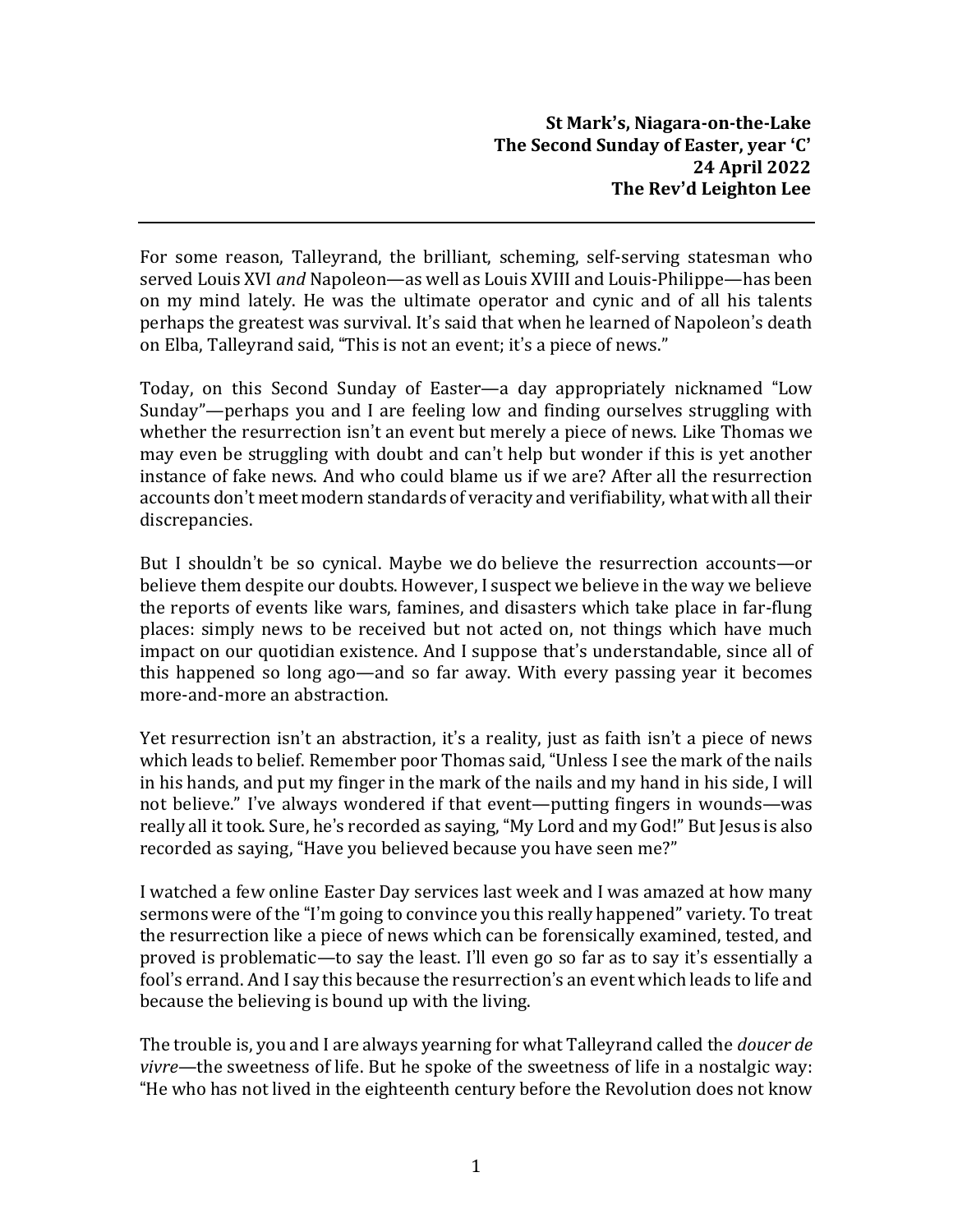**St Mark's, Niagara-on-the-Lake**
**The Second Sunday of Easter, year 'C'**
**24 April 2022**
**The Rev'd Leighton Lee**

---

For some reason, Talleyrand, the brilliant, scheming, self-serving statesman who served Louis XVI *and* Napoleon—as well as Louis XVIII and Louis-Philippe—has been on my mind lately. He was the ultimate operator and cynic and of all his talents perhaps the greatest was survival. It's said that when he learned of Napoleon's death on Elba, Talleyrand said, "This is not an event; it's a piece of news."

Today, on this Second Sunday of Easter—a day appropriately nicknamed "Low Sunday"—perhaps you and I are feeling low and finding ourselves struggling with whether the resurrection isn't an event but merely a piece of news. Like Thomas we may even be struggling with doubt and can't help but wonder if this is yet another instance of fake news. And who could blame us if we are? After all the resurrection accounts don't meet modern standards of veracity and verifiability, what with all their discrepancies.

But I shouldn't be so cynical. Maybe we do believe the resurrection accounts—or believe them despite our doubts. However, I suspect we believe in the way we believe the reports of events like wars, famines, and disasters which take place in far-flung places: simply news to be received but not acted on, not things which have much impact on our quotidian existence. And I suppose that's understandable, since all of this happened so long ago—and so far away. With every passing year it becomes more-and-more an abstraction.

Yet resurrection isn't an abstraction, it's a reality, just as faith isn't a piece of news which leads to belief. Remember poor Thomas said, "Unless I see the mark of the nails in his hands, and put my finger in the mark of the nails and my hand in his side, I will not believe." I've always wondered if that event—putting fingers in wounds—was really all it took. Sure, he's recorded as saying, "My Lord and my God!" But Jesus is also recorded as saying, "Have you believed because you have seen me?"

I watched a few online Easter Day services last week and I was amazed at how many sermons were of the "I'm going to convince you this really happened" variety. To treat the resurrection like a piece of news which can be forensically examined, tested, and proved is problematic—to say the least. I'll even go so far as to say it's essentially a fool's errand. And I say this because the resurrection's an event which leads to life and because the believing is bound up with the living.

The trouble is, you and I are always yearning for what Talleyrand called the *doucer de vivre*—the sweetness of life. But he spoke of the sweetness of life in a nostalgic way: "He who has not lived in the eighteenth century before the Revolution does not know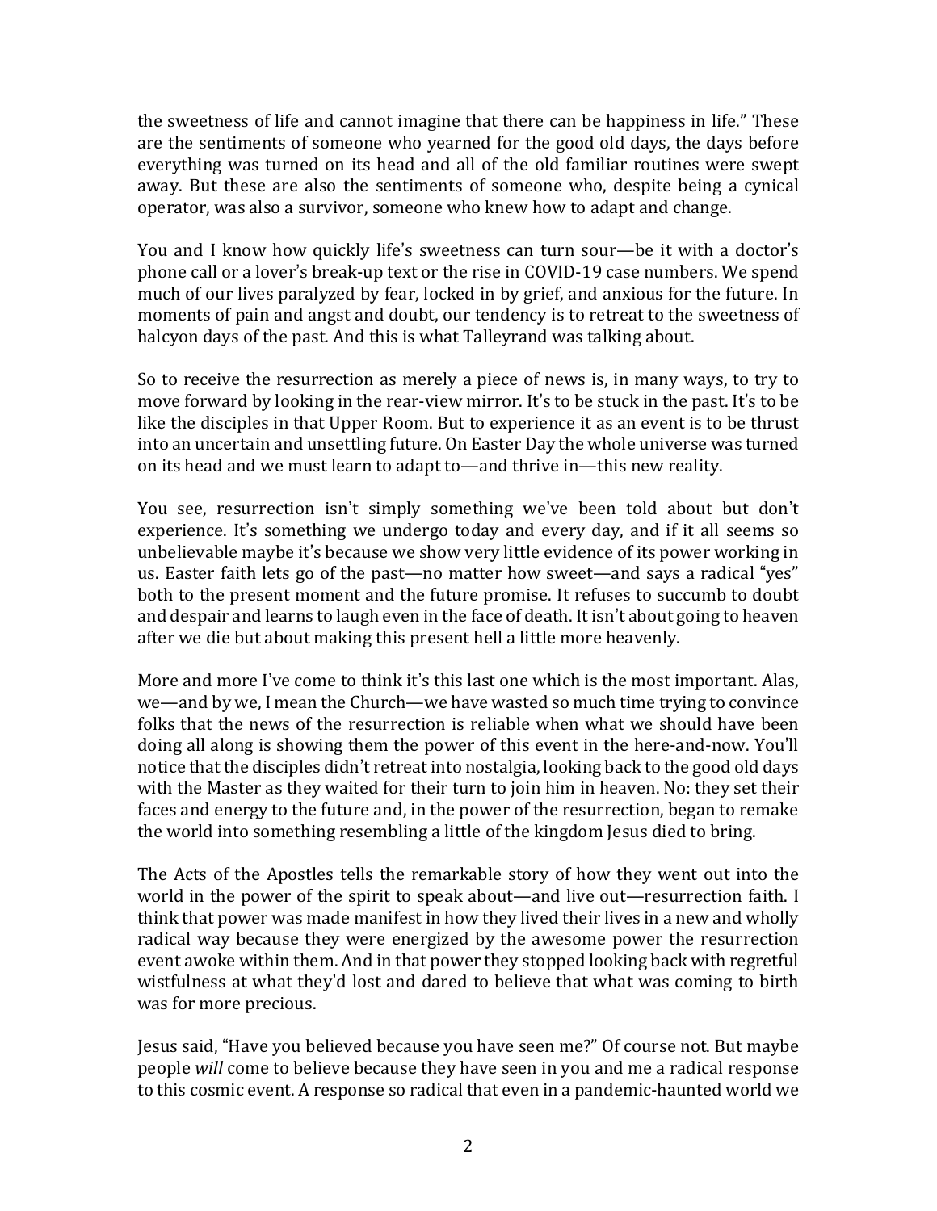the sweetness of life and cannot imagine that there can be happiness in life." These are the sentiments of someone who yearned for the good old days, the days before everything was turned on its head and all of the old familiar routines were swept away. But these are also the sentiments of someone who, despite being a cynical operator, was also a survivor, someone who knew how to adapt and change.

You and I know how quickly life's sweetness can turn sour—be it with a doctor's phone call or a lover's break-up text or the rise in COVID-19 case numbers. We spend much of our lives paralyzed by fear, locked in by grief, and anxious for the future. In moments of pain and angst and doubt, our tendency is to retreat to the sweetness of halcyon days of the past. And this is what Talleyrand was talking about.

So to receive the resurrection as merely a piece of news is, in many ways, to try to move forward by looking in the rear-view mirror. It's to be stuck in the past. It's to be like the disciples in that Upper Room. But to experience it as an event is to be thrust into an uncertain and unsettling future. On Easter Day the whole universe was turned on its head and we must learn to adapt to—and thrive in—this new reality.

You see, resurrection isn't simply something we've been told about but don't experience. It's something we undergo today and every day, and if it all seems so unbelievable maybe it's because we show very little evidence of its power working in us. Easter faith lets go of the past—no matter how sweet—and says a radical "yes" both to the present moment and the future promise. It refuses to succumb to doubt and despair and learns to laugh even in the face of death. It isn't about going to heaven after we die but about making this present hell a little more heavenly.

More and more I've come to think it's this last one which is the most important. Alas, we—and by we, I mean the Church—we have wasted so much time trying to convince folks that the news of the resurrection is reliable when what we should have been doing all along is showing them the power of this event in the here-and-now. You'll notice that the disciples didn't retreat into nostalgia, looking back to the good old days with the Master as they waited for their turn to join him in heaven. No: they set their faces and energy to the future and, in the power of the resurrection, began to remake the world into something resembling a little of the kingdom Jesus died to bring.

The Acts of the Apostles tells the remarkable story of how they went out into the world in the power of the spirit to speak about—and live out—resurrection faith. I think that power was made manifest in how they lived their lives in a new and wholly radical way because they were energized by the awesome power the resurrection event awoke within them. And in that power they stopped looking back with regretful wistfulness at what they'd lost and dared to believe that what was coming to birth was for more precious.

Jesus said, "Have you believed because you have seen me?" Of course not. But maybe people *will* come to believe because they have seen in you and me a radical response to this cosmic event. A response so radical that even in a pandemic-haunted world we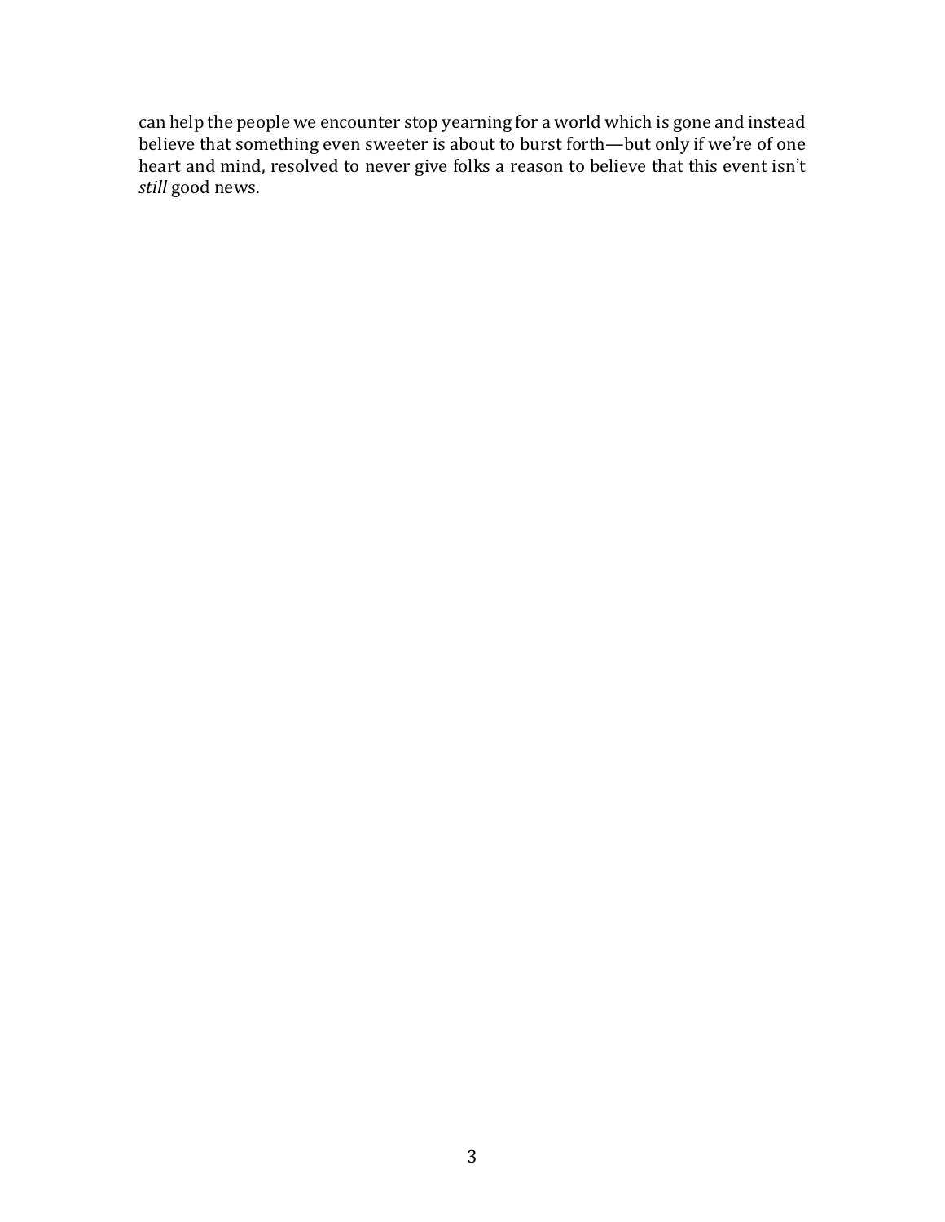can help the people we encounter stop yearning for a world which is gone and instead believe that something even sweeter is about to burst forth—but only if we're of one heart and mind, resolved to never give folks a reason to believe that this event isn't *still* good news.